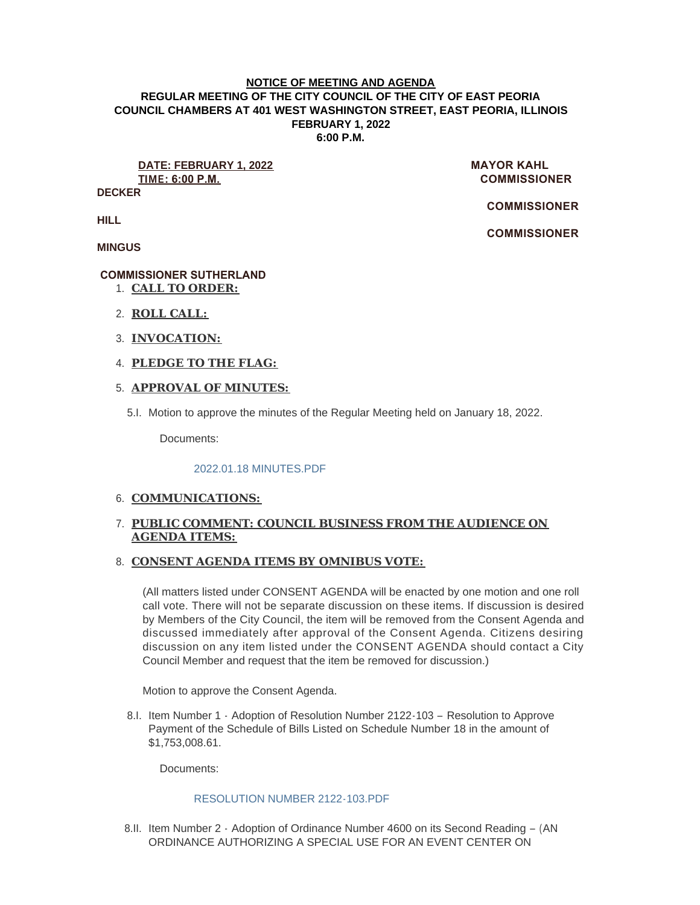**NOTICE OF MEETING AND AGENDA**
**REGULAR MEETING OF THE CITY COUNCIL OF THE CITY OF EAST PEORIA**
**COUNCIL CHAMBERS AT 401 WEST WASHINGTON STREET, EAST PEORIA, ILLINOIS**
**FEBRUARY 1, 2022**
**6:00 P.M.**

**DATE: FEBRUARY 1, 2022**
**TIME: 6:00 P.M.**

**MAYOR KAHL**
**COMMISSIONER DECKER**
**COMMISSIONER HILL**
**COMMISSIONER MINGUS**
**COMMISSIONER SUTHERLAND**

1. **CALL TO ORDER:**

2. **ROLL CALL:**

3. **INVOCATION:**

4. **PLEDGE TO THE FLAG:**

5. **APPROVAL OF MINUTES:**

   5.I. Motion to approve the minutes of the Regular Meeting held on January 18, 2022.

   Documents:

   2022.01.18 MINUTES.PDF

6. **COMMUNICATIONS:**

7. **PUBLIC COMMENT: COUNCIL BUSINESS FROM THE AUDIENCE ON AGENDA ITEMS:**

8. **CONSENT AGENDA ITEMS BY OMNIBUS VOTE:**

   (All matters listed under CONSENT AGENDA will be enacted by one motion and one roll call vote. There will not be separate discussion on these items. If discussion is desired by Members of the City Council, the item will be removed from the Consent Agenda and discussed immediately after approval of the Consent Agenda. Citizens desiring discussion on any item listed under the CONSENT AGENDA should contact a City Council Member and request that the item be removed for discussion.)

   Motion to approve the Consent Agenda.

   8.I. Item Number 1 - Adoption of Resolution Number 2122-103 – Resolution to Approve Payment of the Schedule of Bills Listed on Schedule Number 18 in the amount of $1,753,008.61.

   Documents:

   RESOLUTION NUMBER 2122-103.PDF

   8.II. Item Number 2 - Adoption of Ordinance Number 4600 on its Second Reading – (AN ORDINANCE AUTHORIZING A SPECIAL USE FOR AN EVENT CENTER ON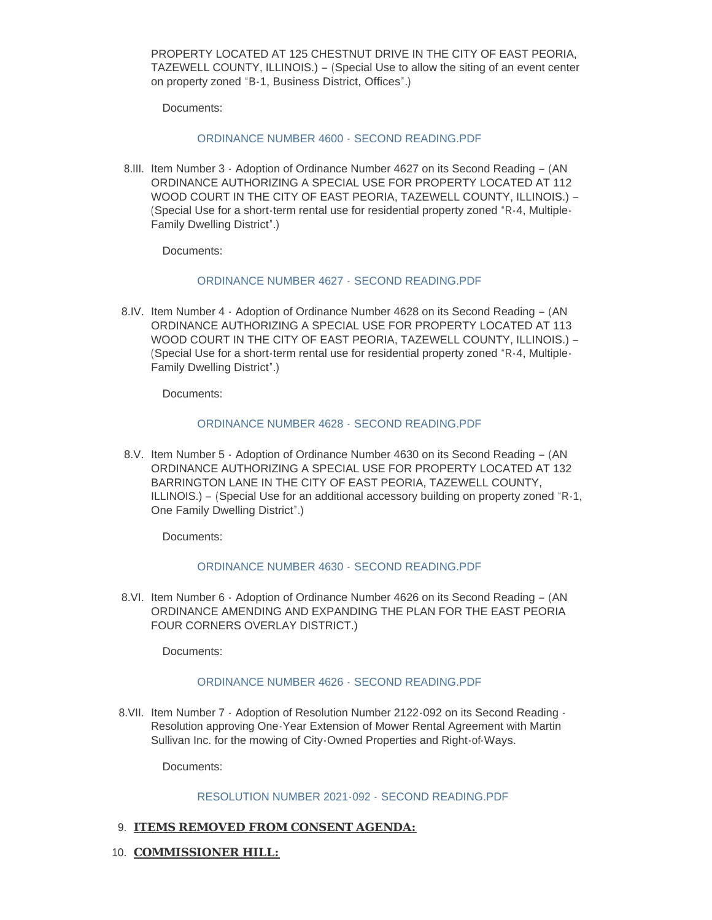PROPERTY LOCATED AT 125 CHESTNUT DRIVE IN THE CITY OF EAST PEORIA, TAZEWELL COUNTY, ILLINOIS.) – (Special Use to allow the siting of an event center on property zoned "B-1, Business District, Offices".)

Documents:

ORDINANCE NUMBER 4600 - SECOND READING.PDF

8.III. Item Number 3 - Adoption of Ordinance Number 4627 on its Second Reading – (AN ORDINANCE AUTHORIZING A SPECIAL USE FOR PROPERTY LOCATED AT 112 WOOD COURT IN THE CITY OF EAST PEORIA, TAZEWELL COUNTY, ILLINOIS.) – (Special Use for a short-term rental use for residential property zoned "R-4, Multiple-Family Dwelling District".)

Documents:

ORDINANCE NUMBER 4627 - SECOND READING.PDF

8.IV. Item Number 4 - Adoption of Ordinance Number 4628 on its Second Reading – (AN ORDINANCE AUTHORIZING A SPECIAL USE FOR PROPERTY LOCATED AT 113 WOOD COURT IN THE CITY OF EAST PEORIA, TAZEWELL COUNTY, ILLINOIS.) – (Special Use for a short-term rental use for residential property zoned "R-4, Multiple-Family Dwelling District".)

Documents:

ORDINANCE NUMBER 4628 - SECOND READING.PDF

8.V. Item Number 5 - Adoption of Ordinance Number 4630 on its Second Reading – (AN ORDINANCE AUTHORIZING A SPECIAL USE FOR PROPERTY LOCATED AT 132 BARRINGTON LANE IN THE CITY OF EAST PEORIA, TAZEWELL COUNTY, ILLINOIS.) – (Special Use for an additional accessory building on property zoned "R-1, One Family Dwelling District".)

Documents:

ORDINANCE NUMBER 4630 - SECOND READING.PDF

8.VI. Item Number 6 - Adoption of Ordinance Number 4626 on its Second Reading – (AN ORDINANCE AMENDING AND EXPANDING THE PLAN FOR THE EAST PEORIA FOUR CORNERS OVERLAY DISTRICT.)

Documents:

ORDINANCE NUMBER 4626 - SECOND READING.PDF

8.VII. Item Number 7 - Adoption of Resolution Number 2122-092 on its Second Reading - Resolution approving One-Year Extension of Mower Rental Agreement with Martin Sullivan Inc. for the mowing of City-Owned Properties and Right-of-Ways.

Documents:

RESOLUTION NUMBER 2021-092 - SECOND READING.PDF

9. **ITEMS REMOVED FROM CONSENT AGENDA:**

10. **COMMISSIONER HILL:**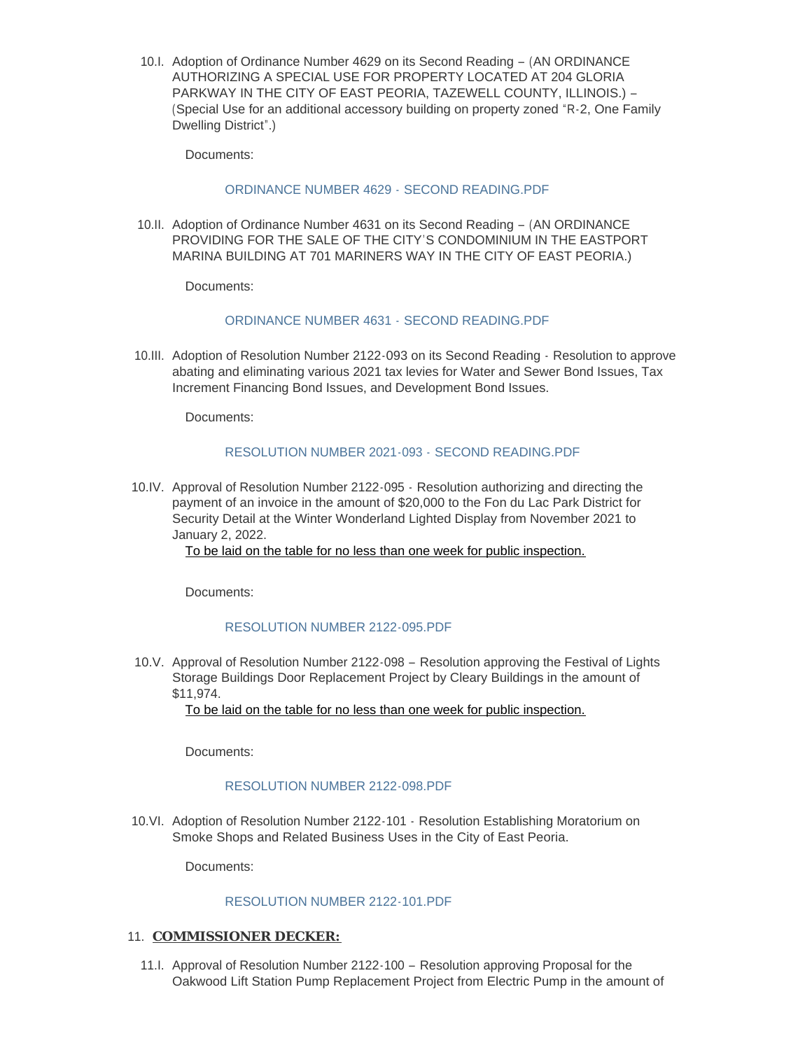10.I. Adoption of Ordinance Number 4629 on its Second Reading – (AN ORDINANCE AUTHORIZING A SPECIAL USE FOR PROPERTY LOCATED AT 204 GLORIA PARKWAY IN THE CITY OF EAST PEORIA, TAZEWELL COUNTY, ILLINOIS.) – (Special Use for an additional accessory building on property zoned "R-2, One Family Dwelling District".)

Documents:

ORDINANCE NUMBER 4629 - SECOND READING.PDF

10.II. Adoption of Ordinance Number 4631 on its Second Reading – (AN ORDINANCE PROVIDING FOR THE SALE OF THE CITY'S CONDOMINIUM IN THE EASTPORT MARINA BUILDING AT 701 MARINERS WAY IN THE CITY OF EAST PEORIA.)

Documents:

ORDINANCE NUMBER 4631 - SECOND READING.PDF

10.III. Adoption of Resolution Number 2122-093 on its Second Reading - Resolution to approve abating and eliminating various 2021 tax levies for Water and Sewer Bond Issues, Tax Increment Financing Bond Issues, and Development Bond Issues.

Documents:

RESOLUTION NUMBER 2021-093 - SECOND READING.PDF

10.IV. Approval of Resolution Number 2122-095 - Resolution authorizing and directing the payment of an invoice in the amount of $20,000 to the Fon du Lac Park District for Security Detail at the Winter Wonderland Lighted Display from November 2021 to January 2, 2022.

To be laid on the table for no less than one week for public inspection.

Documents:

RESOLUTION NUMBER 2122-095.PDF

10.V. Approval of Resolution Number 2122-098 – Resolution approving the Festival of Lights Storage Buildings Door Replacement Project by Cleary Buildings in the amount of $11,974.

To be laid on the table for no less than one week for public inspection.

Documents:

RESOLUTION NUMBER 2122-098.PDF

10.VI. Adoption of Resolution Number 2122-101 - Resolution Establishing Moratorium on Smoke Shops and Related Business Uses in the City of East Peoria.

Documents:

RESOLUTION NUMBER 2122-101.PDF

## 11. COMMISSIONER DECKER:

11.I. Approval of Resolution Number 2122-100 – Resolution approving Proposal for the Oakwood Lift Station Pump Replacement Project from Electric Pump in the amount of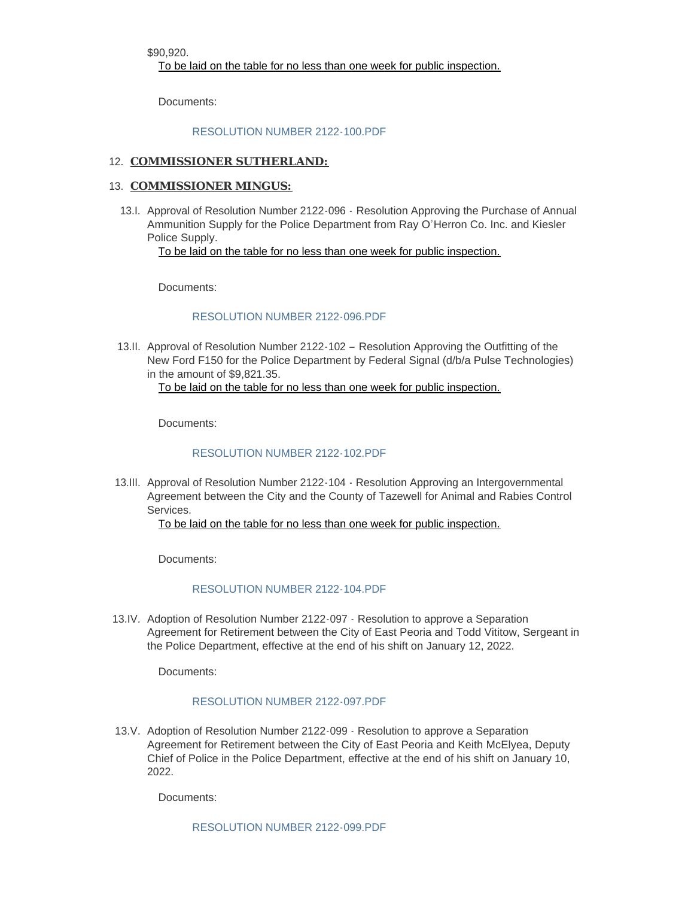$90,920.

To be laid on the table for no less than one week for public inspection.

Documents:

RESOLUTION NUMBER 2122-100.PDF

12. **COMMISSIONER SUTHERLAND:**

13. **COMMISSIONER MINGUS:**

13.I. Approval of Resolution Number 2122-096 - Resolution Approving the Purchase of Annual Ammunition Supply for the Police Department from Ray O'Herron Co. Inc. and Kiesler Police Supply.

To be laid on the table for no less than one week for public inspection.

Documents:

RESOLUTION NUMBER 2122-096.PDF

13.II. Approval of Resolution Number 2122-102 – Resolution Approving the Outfitting of the New Ford F150 for the Police Department by Federal Signal (d/b/a Pulse Technologies) in the amount of $9,821.35.

To be laid on the table for no less than one week for public inspection.

Documents:

RESOLUTION NUMBER 2122-102.PDF

13.III. Approval of Resolution Number 2122-104 - Resolution Approving an Intergovernmental Agreement between the City and the County of Tazewell for Animal and Rabies Control Services.

To be laid on the table for no less than one week for public inspection.

Documents:

RESOLUTION NUMBER 2122-104.PDF

13.IV. Adoption of Resolution Number 2122-097 - Resolution to approve a Separation Agreement for Retirement between the City of East Peoria and Todd Vititow, Sergeant in the Police Department, effective at the end of his shift on January 12, 2022.

Documents:

RESOLUTION NUMBER 2122-097.PDF

13.V. Adoption of Resolution Number 2122-099 - Resolution to approve a Separation Agreement for Retirement between the City of East Peoria and Keith McElyea, Deputy Chief of Police in the Police Department, effective at the end of his shift on January 10, 2022.

Documents:

RESOLUTION NUMBER 2122-099.PDF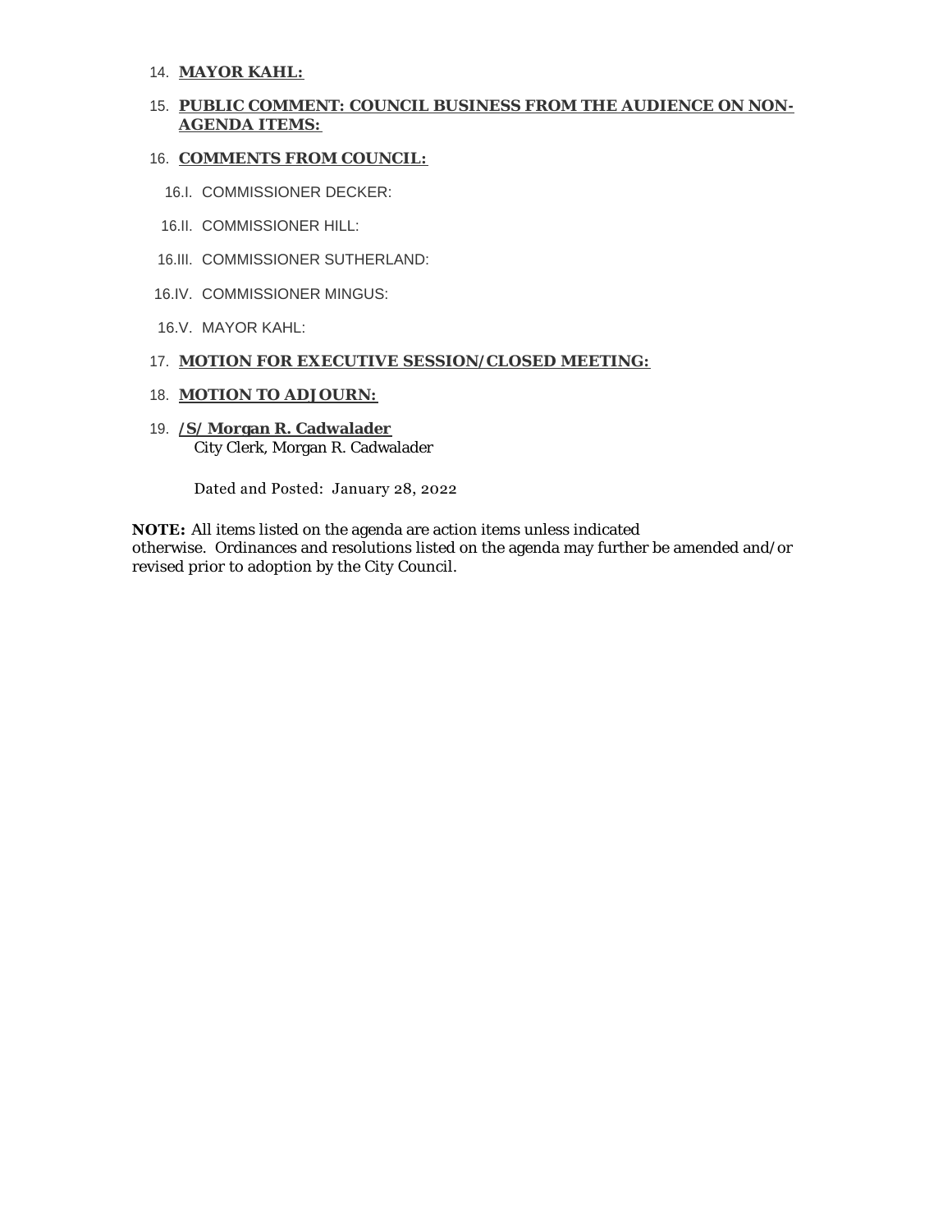14. **MAYOR KAHL:**

15. **PUBLIC COMMENT: COUNCIL BUSINESS FROM THE AUDIENCE ON NON-AGENDA ITEMS:**

16. **COMMENTS FROM COUNCIL:**

    16.I. COMMISSIONER DECKER:

    16.II. COMMISSIONER HILL:

    16.III. COMMISSIONER SUTHERLAND:

    16.IV. COMMISSIONER MINGUS:

    16.V. MAYOR KAHL:

17. **MOTION FOR EXECUTIVE SESSION/CLOSED MEETING:**

18. **MOTION TO ADJOURN:**

19. **/S/ Morgan R. Cadwalader**
    City Clerk, Morgan R. Cadwalader

    Dated and Posted: January 28, 2022

**NOTE:** All items listed on the agenda are action items unless indicated otherwise. Ordinances and resolutions listed on the agenda may further be amended and/or revised prior to adoption by the City Council.